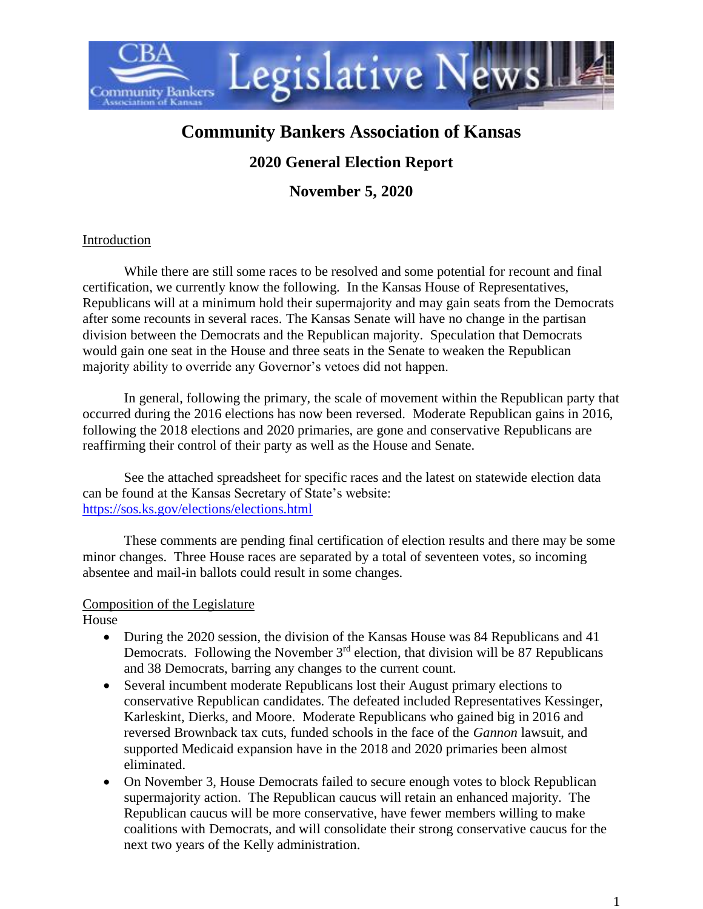# Community Bankers Association of Kansas

## 2020 General Election Report

## November 5, 2020

Introduction

While there are still some races to be resolved and some potential for recount and final certification, we currently know the following. In the Kansas House of Representatives, Republicans will at a minimum hold their supermajority and may gain seats from the Democrats after some recounts in several races. The Kansas Senate will have no change in the partisan division between the Democrats and the Republican majority. Speculation that Democrats would gain one seat in the House and three seats in the Senate to weaken the Republican majority ability to override any Governor's vetoes did not happen.

In general, following the primary, the scale of movement within the Republican party that occurred during the 2016 elections has now been reversed. Moderate Republican gains in 2016, following the 2018 elections and 2020 primaries, are gone and conservative Republicans are reaffirming their control of their party as well as the House and Senate.

See the attached spreadsheet for specific races and the latest on statewide election data can be found at the Kansas Secretary of State's website: https://sos.ks.gov/elections/elections.html

These comments are pending final certification of election results and there may be some minor changes. Three House races are separated by a total of seventeen votes, so incoming absentee and mail-in ballots could result in some changes.

Composition of the Legislature

House

- During the 2020 session, the division of the Kansas House was 84 Republicans and 41 Democrats. Following the November 3rd election, that division will be 87 Republicans and 38 Democrats, barring any changes to the current count.
- Several incumbent moderate Republicans lost their August primary elections to conservative Republican candidates. The defeated included Representatives Kessinger, Karleskint, Dierks, and Moore. Moderate Republicans who gained big in 2016 and reversed Brownback tax cuts, funded schools in the face of the *Gannon* lawsuit, and supported Medicaid expansion have in the 2018 and 2020 primaries been almost eliminated.
- On November 3, House Democrats failed to secure enough votes to block Republican supermajority action. The Republican caucus will retain an enhanced majority. The Republican caucus will be more conservative, have fewer members willing to make coalitions with Democrats, and will consolidate their strong conservative caucus for the next two years of the Kelly administration.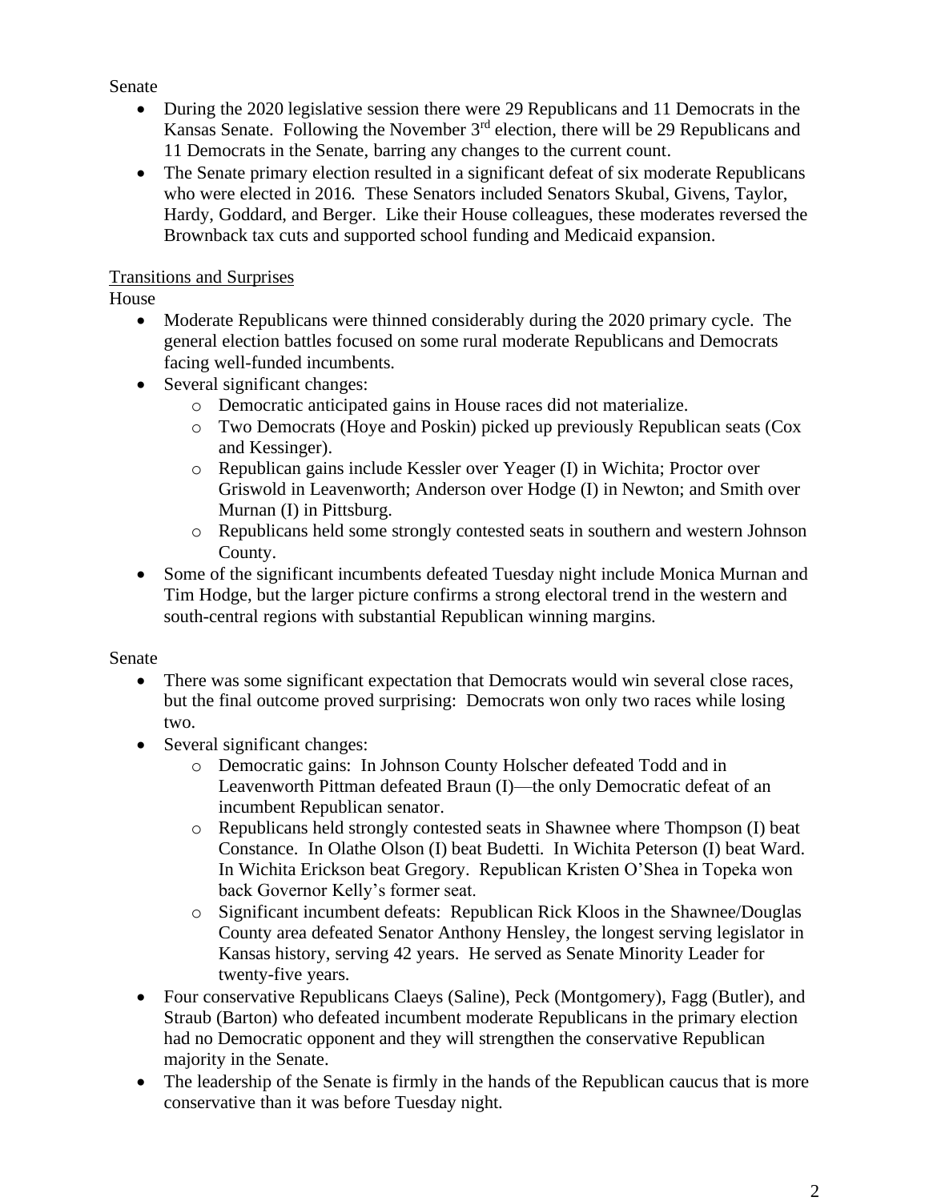Senate

- During the 2020 legislative session there were 29 Republicans and 11 Democrats in the Kansas Senate. Following the November 3rd election, there will be 29 Republicans and 11 Democrats in the Senate, barring any changes to the current count.
- The Senate primary election resulted in a significant defeat of six moderate Republicans who were elected in 2016. These Senators included Senators Skubal, Givens, Taylor, Hardy, Goddard, and Berger. Like their House colleagues, these moderates reversed the Brownback tax cuts and supported school funding and Medicaid expansion.

Transitions and Surprises

House

- Moderate Republicans were thinned considerably during the 2020 primary cycle. The general election battles focused on some rural moderate Republicans and Democrats facing well-funded incumbents.
- Several significant changes:
  - Democratic anticipated gains in House races did not materialize.
  - Two Democrats (Hoye and Poskin) picked up previously Republican seats (Cox and Kessinger).
  - Republican gains include Kessler over Yeager (I) in Wichita; Proctor over Griswold in Leavenworth; Anderson over Hodge (I) in Newton; and Smith over Murnan (I) in Pittsburg.
  - Republicans held some strongly contested seats in southern and western Johnson County.
- Some of the significant incumbents defeated Tuesday night include Monica Murnan and Tim Hodge, but the larger picture confirms a strong electoral trend in the western and south-central regions with substantial Republican winning margins.

Senate

- There was some significant expectation that Democrats would win several close races, but the final outcome proved surprising: Democrats won only two races while losing two.
- Several significant changes:
  - Democratic gains: In Johnson County Holscher defeated Todd and in Leavenworth Pittman defeated Braun (I)—the only Democratic defeat of an incumbent Republican senator.
  - Republicans held strongly contested seats in Shawnee where Thompson (I) beat Constance. In Olathe Olson (I) beat Budetti. In Wichita Peterson (I) beat Ward. In Wichita Erickson beat Gregory. Republican Kristen O'Shea in Topeka won back Governor Kelly's former seat.
  - Significant incumbent defeats: Republican Rick Kloos in the Shawnee/Douglas County area defeated Senator Anthony Hensley, the longest serving legislator in Kansas history, serving 42 years. He served as Senate Minority Leader for twenty-five years.
- Four conservative Republicans Claeys (Saline), Peck (Montgomery), Fagg (Butler), and Straub (Barton) who defeated incumbent moderate Republicans in the primary election had no Democratic opponent and they will strengthen the conservative Republican majority in the Senate.
- The leadership of the Senate is firmly in the hands of the Republican caucus that is more conservative than it was before Tuesday night.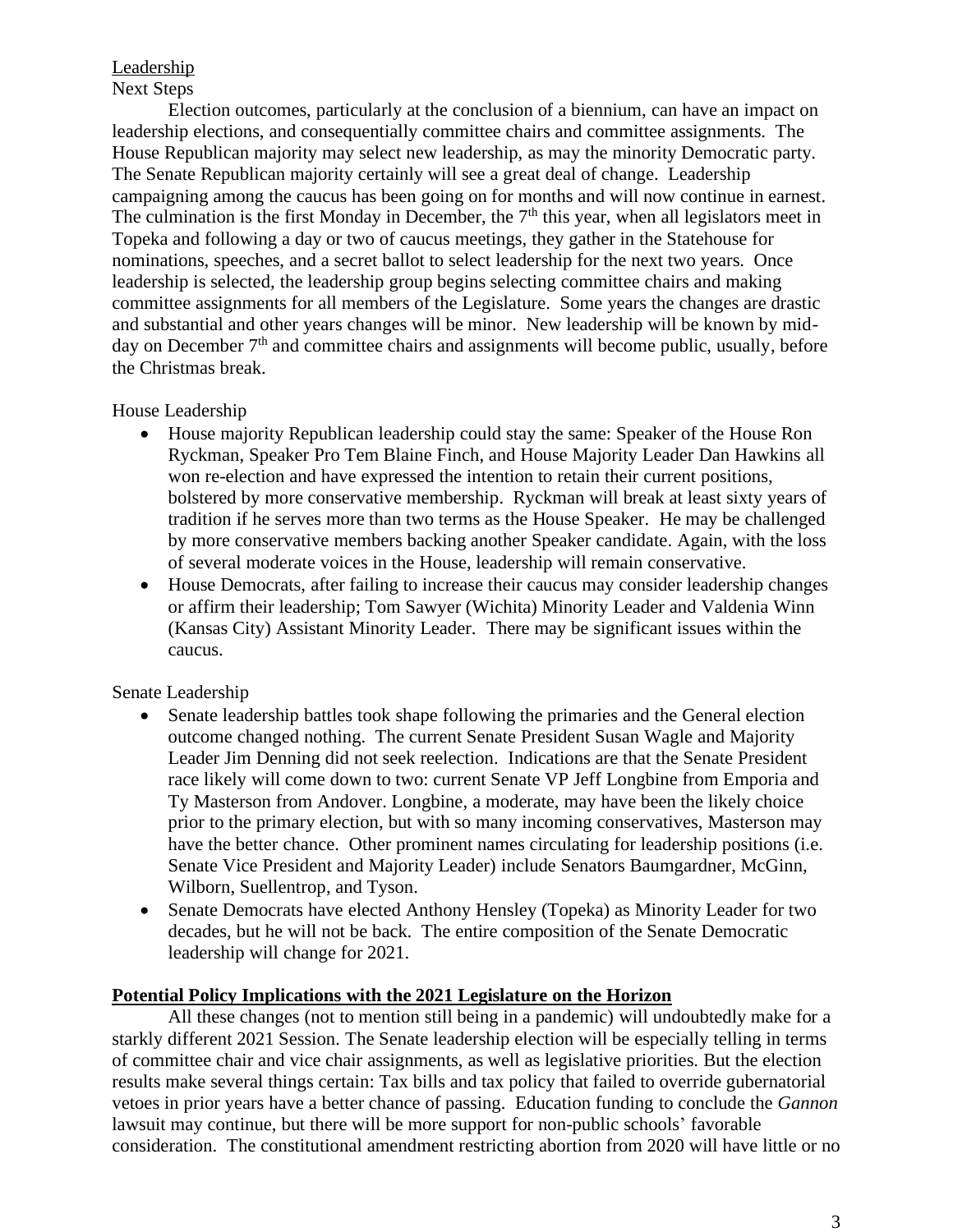Leadership

Next Steps

Election outcomes, particularly at the conclusion of a biennium, can have an impact on leadership elections, and consequentially committee chairs and committee assignments. The House Republican majority may select new leadership, as may the minority Democratic party. The Senate Republican majority certainly will see a great deal of change. Leadership campaigning among the caucus has been going on for months and will now continue in earnest. The culmination is the first Monday in December, the 7th this year, when all legislators meet in Topeka and following a day or two of caucus meetings, they gather in the Statehouse for nominations, speeches, and a secret ballot to select leadership for the next two years. Once leadership is selected, the leadership group begins selecting committee chairs and making committee assignments for all members of the Legislature. Some years the changes are drastic and substantial and other years changes will be minor. New leadership will be known by mid-day on December 7th and committee chairs and assignments will become public, usually, before the Christmas break.

House Leadership

- House majority Republican leadership could stay the same: Speaker of the House Ron Ryckman, Speaker Pro Tem Blaine Finch, and House Majority Leader Dan Hawkins all won re-election and have expressed the intention to retain their current positions, bolstered by more conservative membership. Ryckman will break at least sixty years of tradition if he serves more than two terms as the House Speaker. He may be challenged by more conservative members backing another Speaker candidate. Again, with the loss of several moderate voices in the House, leadership will remain conservative.
- House Democrats, after failing to increase their caucus may consider leadership changes or affirm their leadership; Tom Sawyer (Wichita) Minority Leader and Valdenia Winn (Kansas City) Assistant Minority Leader. There may be significant issues within the caucus.

Senate Leadership

- Senate leadership battles took shape following the primaries and the General election outcome changed nothing. The current Senate President Susan Wagle and Majority Leader Jim Denning did not seek reelection. Indications are that the Senate President race likely will come down to two: current Senate VP Jeff Longbine from Emporia and Ty Masterson from Andover. Longbine, a moderate, may have been the likely choice prior to the primary election, but with so many incoming conservatives, Masterson may have the better chance. Other prominent names circulating for leadership positions (i.e. Senate Vice President and Majority Leader) include Senators Baumgardner, McGinn, Wilborn, Suellentrop, and Tyson.
- Senate Democrats have elected Anthony Hensley (Topeka) as Minority Leader for two decades, but he will not be back. The entire composition of the Senate Democratic leadership will change for 2021.

**Potential Policy Implications with the 2021 Legislature on the Horizon**

All these changes (not to mention still being in a pandemic) will undoubtedly make for a starkly different 2021 Session. The Senate leadership election will be especially telling in terms of committee chair and vice chair assignments, as well as legislative priorities. But the election results make several things certain: Tax bills and tax policy that failed to override gubernatorial vetoes in prior years have a better chance of passing. Education funding to conclude the *Gannon* lawsuit may continue, but there will be more support for non-public schools' favorable consideration. The constitutional amendment restricting abortion from 2020 will have little or no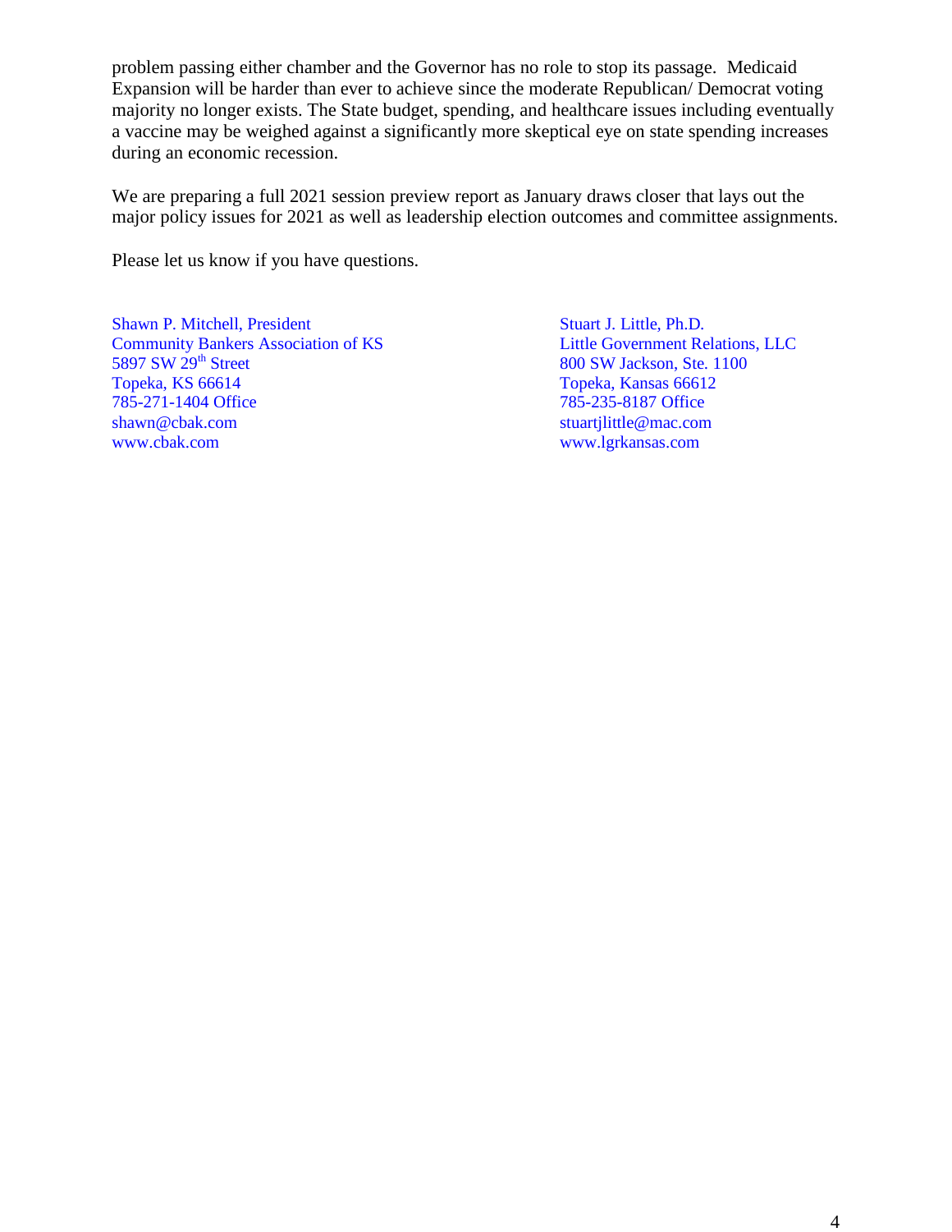problem passing either chamber and the Governor has no role to stop its passage. Medicaid Expansion will be harder than ever to achieve since the moderate Republican/ Democrat voting majority no longer exists. The State budget, spending, and healthcare issues including eventually a vaccine may be weighed against a significantly more skeptical eye on state spending increases during an economic recession.

We are preparing a full 2021 session preview report as January draws closer that lays out the major policy issues for 2021 as well as leadership election outcomes and committee assignments.

Please let us know if you have questions.

Shawn P. Mitchell, President
Community Bankers Association of KS
5897 SW 29th Street
Topeka, KS 66614
785-271-1404 Office
shawn@cbak.com
www.cbak.com

Stuart J. Little, Ph.D.
Little Government Relations, LLC
800 SW Jackson, Ste. 1100
Topeka, Kansas 66612
785-235-8187 Office
stuartjlittle@mac.com
www.lgrkansas.com